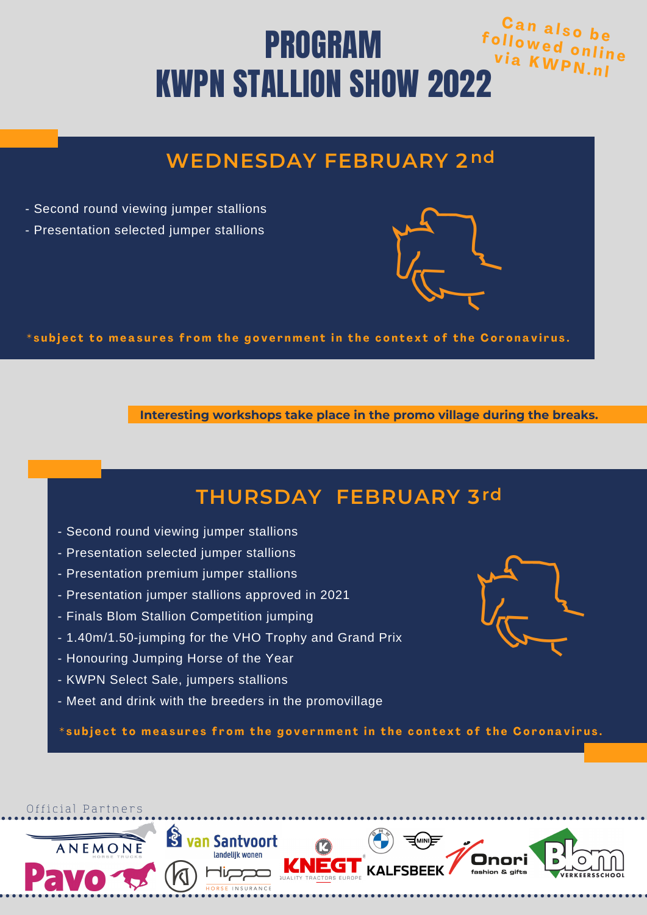# PROGRAM KWPN STALLION SHOW 2022

Can also be followed online via KWPN.nl

## WEDNESDAY FEBRUARY 2nd

- Second round viewing jumper stallions
- Presentation selected jumper stallions

*subject to measures from the government in the context of the Coronavirus.

**Interesting workshops take place in the promo village during the breaks.**

## THURSDAY FEBRUARY 3rd

- Second round viewing jumper stallions
- Presentation selected jumper stallions
- Presentation premium jumper stallions
- Presentation jumper stallions approved in 2021
- Finals Blom Stallion Competition jumping
- 1.40m/1.50-jumping for the VHO Trophy and Grand Prix
- Honouring Jumping Horse of the Year
- KWPN Select Sale, jumpers stallions
- Meet and drink with the breeders in the promovillage

*subject to measures from the government in the context of the Coronavirus.

Official Partners

Anemone Horse Trucks · Pavo · van Santvoort landelijk wonen · Hippo Horse Insurance · Knegt Quality Tractors Europe · Kalfsbeek · Onori fashion & gifts · Blom Verkeersschool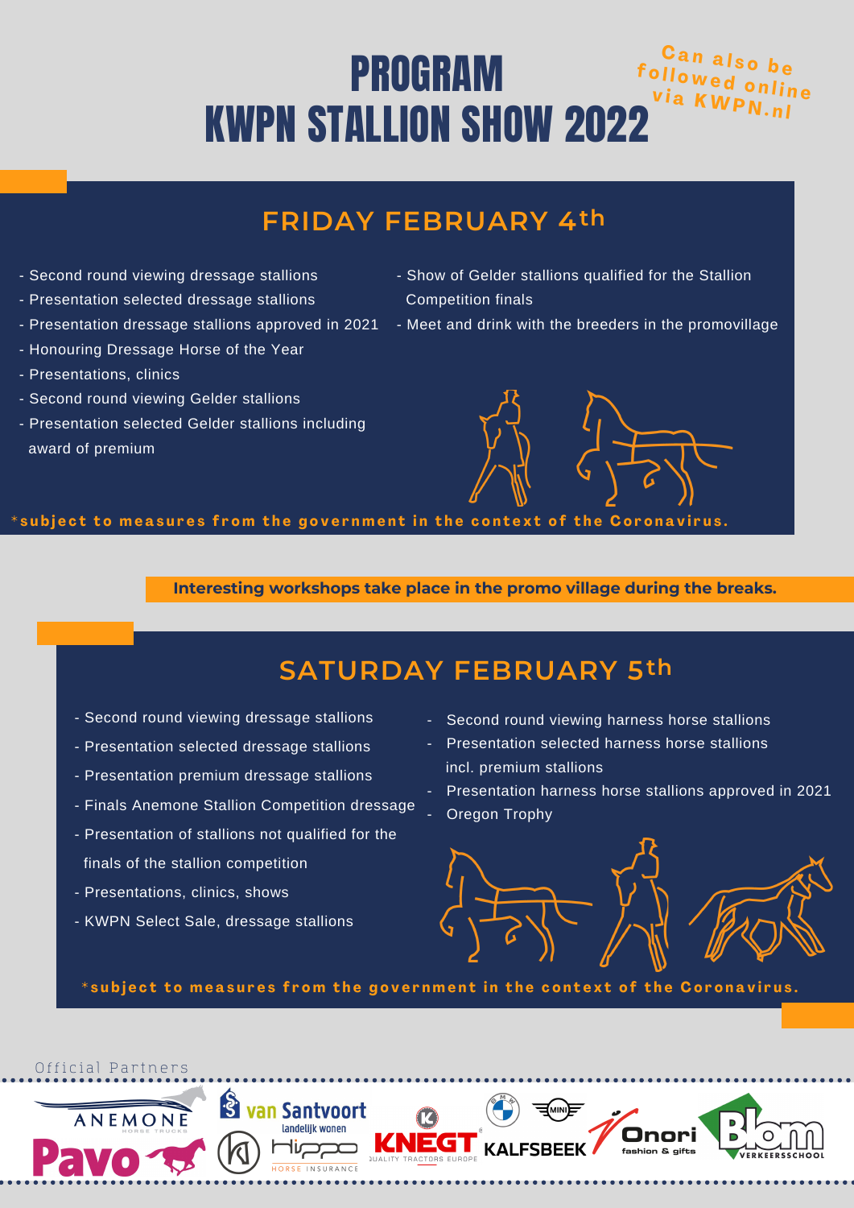# PROGRAM KWPN STALLION SHOW 2022

Can also be followed online via KWPN.nl

## FRIDAY FEBRUARY 4th

- Second round viewing dressage stallions
- Presentation selected dressage stallions
- Presentation dressage stallions approved in 2021
- Honouring Dressage Horse of the Year
- Presentations, clinics
- Second round viewing Gelder stallions
- Presentation selected Gelder stallions including award of premium
- Show of Gelder stallions qualified for the Stallion Competition finals
- Meet and drink with the breeders in the promovillage

*subject to measures from the government in the context of the Coronavirus.

**Interesting workshops take place in the promo village during the breaks.**

## SATURDAY FEBRUARY 5th

- Second round viewing dressage stallions
- Presentation selected dressage stallions
- Presentation premium dressage stallions
- Finals Anemone Stallion Competition dressage
- Presentation of stallions not qualified for the finals of the stallion competition
- Presentations, clinics, shows
- KWPN Select Sale, dressage stallions
- Second round viewing harness horse stallions
- Presentation selected harness horse stallions incl. premium stallions
- Presentation harness horse stallions approved in 2021
- Oregon Trophy

*subject to measures from the government in the context of the Coronavirus.

Official Partners

Anemone Horse Trucks, Pavo, van Santvoort landelijk wonen, KWPN, Hippo Horse Insurance, Knegt Quality Tractors Europe, BMW, MINI, Kalfsbeek, Onori fashion & gifts, Blom Verkeersschool